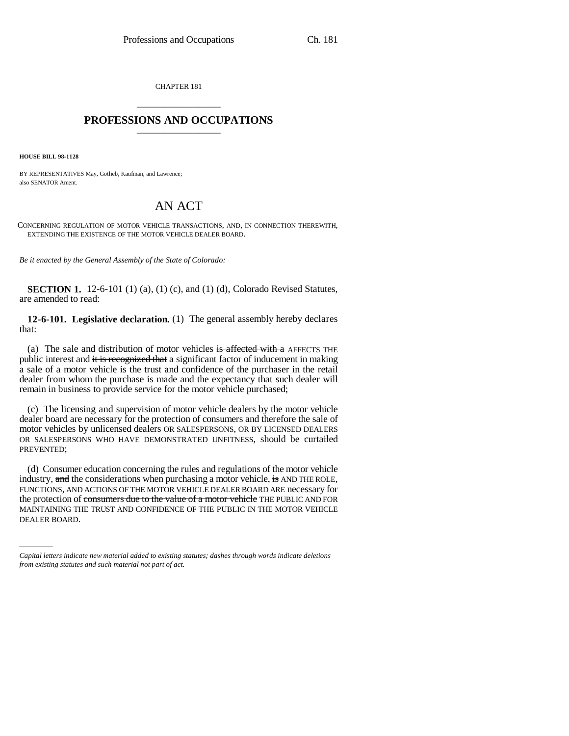CHAPTER 181

# PROFESSIONS AND OCCUPATIONS

**HOUSE BILL 98-1128**

BY REPRESENTATIVES May, Gotlieb, Kaufman, and Lawrence;
also SENATOR Ament.

# AN ACT

CONCERNING REGULATION OF MOTOR VEHICLE TRANSACTIONS, AND, IN CONNECTION THEREWITH, EXTENDING THE EXISTENCE OF THE MOTOR VEHICLE DEALER BOARD.

*Be it enacted by the General Assembly of the State of Colorado:*

**SECTION 1.** 12-6-101 (1) (a), (1) (c), and (1) (d), Colorado Revised Statutes, are amended to read:

**12-6-101. Legislative declaration.** (1) The general assembly hereby declares that:

(a) The sale and distribution of motor vehicles ~~is affected with a~~ AFFECTS THE public interest and ~~it is recognized that~~ a significant factor of inducement in making a sale of a motor vehicle is the trust and confidence of the purchaser in the retail dealer from whom the purchase is made and the expectancy that such dealer will remain in business to provide service for the motor vehicle purchased;

(c) The licensing and supervision of motor vehicle dealers by the motor vehicle dealer board are necessary for the protection of consumers and therefore the sale of motor vehicles by unlicensed dealers OR SALESPERSONS, OR BY LICENSED DEALERS OR SALESPERSONS WHO HAVE DEMONSTRATED UNFITNESS, should be ~~curtailed~~ PREVENTED;

(d) Consumer education concerning the rules and regulations of the motor vehicle industry, ~~and~~ the considerations when purchasing a motor vehicle, ~~is~~ AND THE ROLE, FUNCTIONS, AND ACTIONS OF THE MOTOR VEHICLE DEALER BOARD ARE necessary for the protection of ~~consumers due to the value of a motor vehicle~~ THE PUBLIC AND FOR MAINTAINING THE TRUST AND CONFIDENCE OF THE PUBLIC IN THE MOTOR VEHICLE DEALER BOARD.

*Capital letters indicate new material added to existing statutes; dashes through words indicate deletions from existing statutes and such material not part of act.*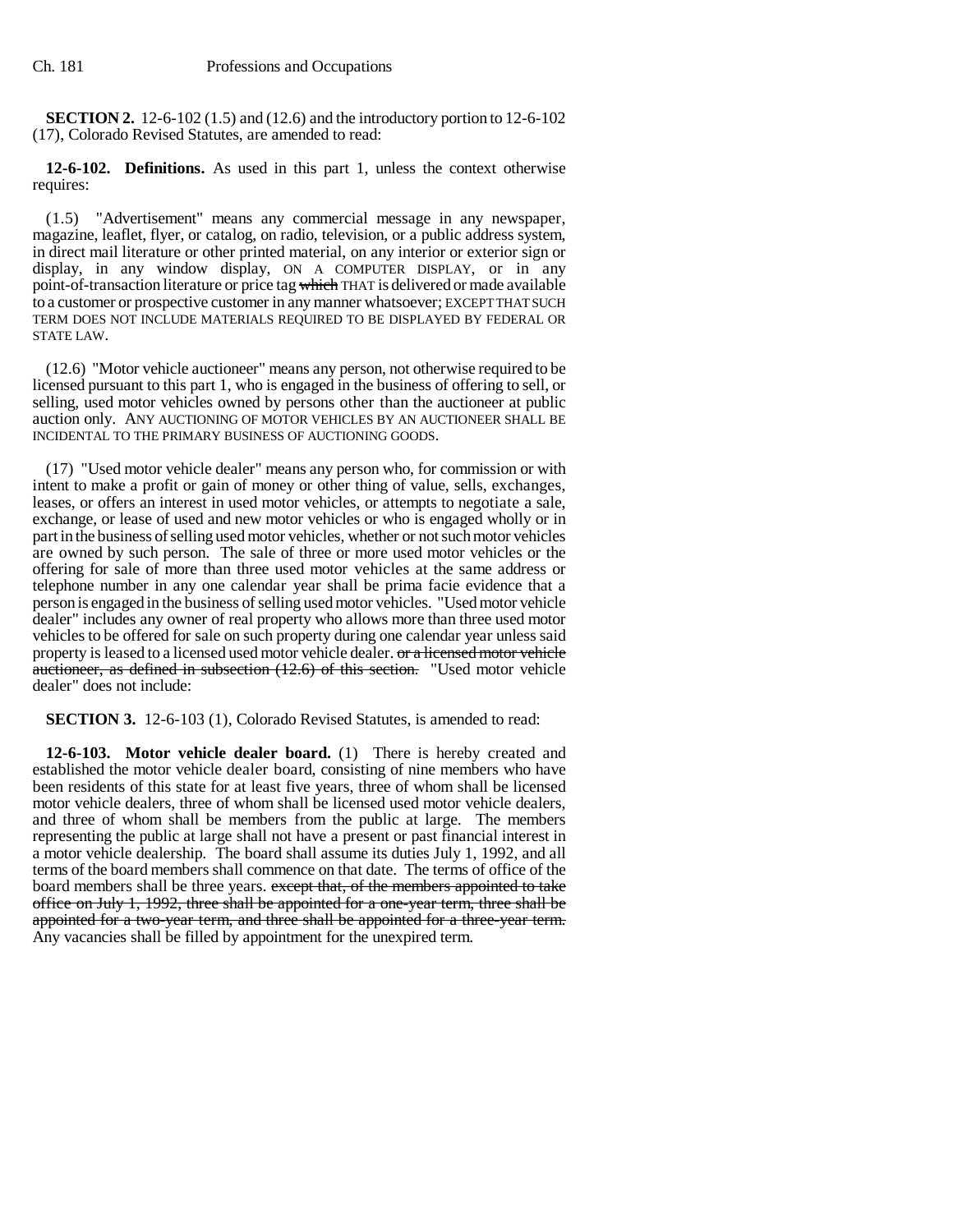**SECTION 2.** 12-6-102 (1.5) and (12.6) and the introductory portion to 12-6-102 (17), Colorado Revised Statutes, are amended to read:

**12-6-102. Definitions.** As used in this part 1, unless the context otherwise requires:

(1.5) "Advertisement" means any commercial message in any newspaper, magazine, leaflet, flyer, or catalog, on radio, television, or a public address system, in direct mail literature or other printed material, on any interior or exterior sign or display, in any window display, ON A COMPUTER DISPLAY, or in any point-of-transaction literature or price tag ~~which~~ THAT is delivered or made available to a customer or prospective customer in any manner whatsoever; EXCEPT THAT SUCH TERM DOES NOT INCLUDE MATERIALS REQUIRED TO BE DISPLAYED BY FEDERAL OR STATE LAW.

(12.6) "Motor vehicle auctioneer" means any person, not otherwise required to be licensed pursuant to this part 1, who is engaged in the business of offering to sell, or selling, used motor vehicles owned by persons other than the auctioneer at public auction only. ANY AUCTIONING OF MOTOR VEHICLES BY AN AUCTIONEER SHALL BE INCIDENTAL TO THE PRIMARY BUSINESS OF AUCTIONING GOODS.

(17) "Used motor vehicle dealer" means any person who, for commission or with intent to make a profit or gain of money or other thing of value, sells, exchanges, leases, or offers an interest in used motor vehicles, or attempts to negotiate a sale, exchange, or lease of used and new motor vehicles or who is engaged wholly or in part in the business of selling used motor vehicles, whether or not such motor vehicles are owned by such person. The sale of three or more used motor vehicles or the offering for sale of more than three used motor vehicles at the same address or telephone number in any one calendar year shall be prima facie evidence that a person is engaged in the business of selling used motor vehicles. "Used motor vehicle dealer" includes any owner of real property who allows more than three used motor vehicles to be offered for sale on such property during one calendar year unless said property is leased to a licensed used motor vehicle dealer. ~~or a licensed motor vehicle auctioneer, as defined in subsection (12.6) of this section.~~ "Used motor vehicle dealer" does not include:

**SECTION 3.** 12-6-103 (1), Colorado Revised Statutes, is amended to read:

**12-6-103. Motor vehicle dealer board.** (1) There is hereby created and established the motor vehicle dealer board, consisting of nine members who have been residents of this state for at least five years, three of whom shall be licensed motor vehicle dealers, three of whom shall be licensed used motor vehicle dealers, and three of whom shall be members from the public at large. The members representing the public at large shall not have a present or past financial interest in a motor vehicle dealership. The board shall assume its duties July 1, 1992, and all terms of the board members shall commence on that date. The terms of office of the board members shall be three years. ~~except that, of the members appointed to take office on July 1, 1992, three shall be appointed for a one-year term, three shall be appointed for a two-year term, and three shall be appointed for a three-year term.~~ Any vacancies shall be filled by appointment for the unexpired term.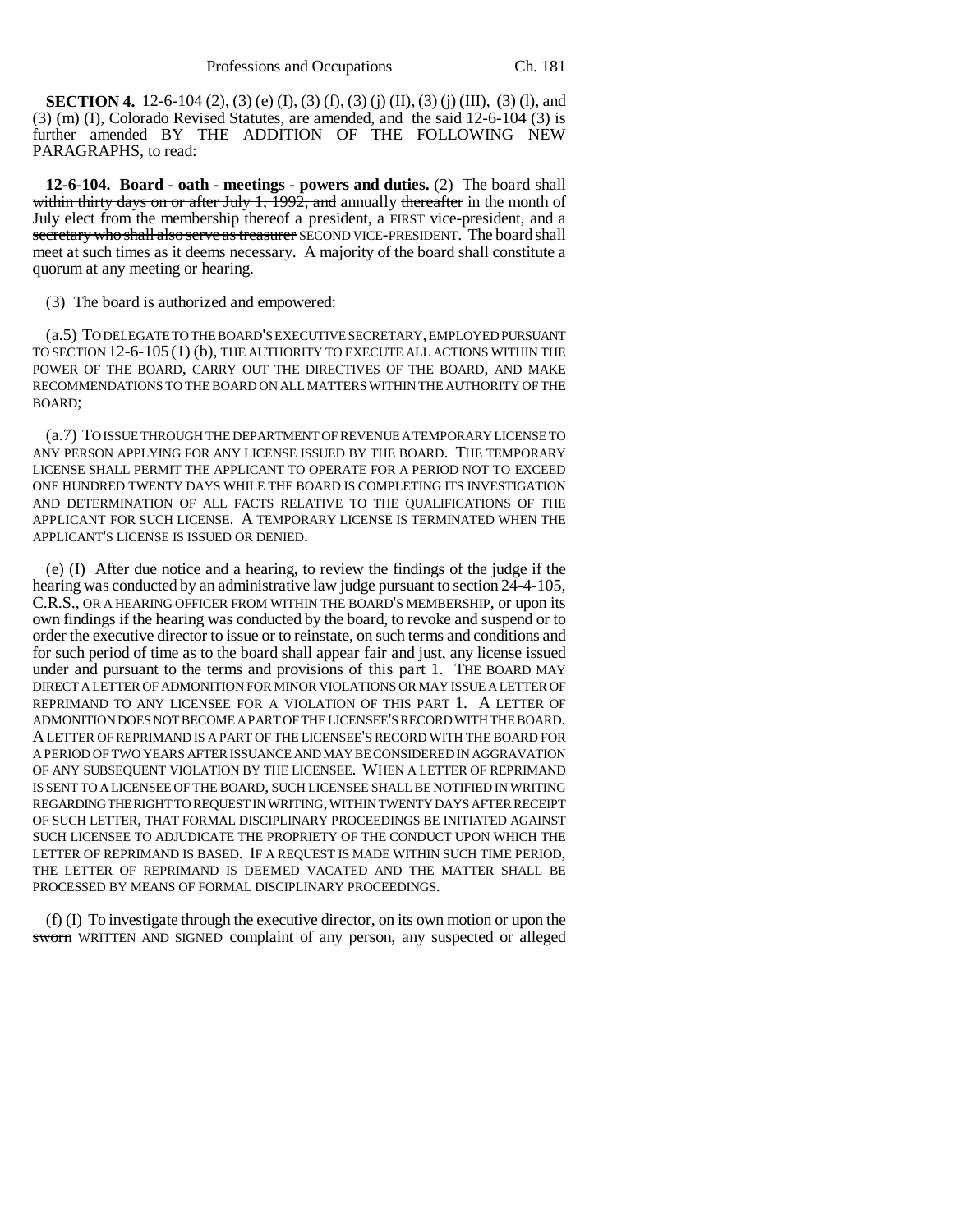**SECTION 4.** 12-6-104 (2), (3) (e) (I), (3) (f), (3) (j) (II), (3) (j) (III), (3) (l), and (3) (m) (I), Colorado Revised Statutes, are amended, and the said 12-6-104 (3) is further amended BY THE ADDITION OF THE FOLLOWING NEW PARAGRAPHS, to read:

**12-6-104. Board - oath - meetings - powers and duties.** (2) The board shall ~~within thirty days on or after July 1, 1992, and~~ annually ~~thereafter~~ in the month of July elect from the membership thereof a president, a FIRST vice-president, and a ~~secretary who shall also serve as treasurer~~ SECOND VICE-PRESIDENT. The board shall meet at such times as it deems necessary. A majority of the board shall constitute a quorum at any meeting or hearing.

(3) The board is authorized and empowered:

(a.5) TO DELEGATE TO THE BOARD'S EXECUTIVE SECRETARY, EMPLOYED PURSUANT TO SECTION 12-6-105 (1) (b), THE AUTHORITY TO EXECUTE ALL ACTIONS WITHIN THE POWER OF THE BOARD, CARRY OUT THE DIRECTIVES OF THE BOARD, AND MAKE RECOMMENDATIONS TO THE BOARD ON ALL MATTERS WITHIN THE AUTHORITY OF THE BOARD;

(a.7) TO ISSUE THROUGH THE DEPARTMENT OF REVENUE A TEMPORARY LICENSE TO ANY PERSON APPLYING FOR ANY LICENSE ISSUED BY THE BOARD. THE TEMPORARY LICENSE SHALL PERMIT THE APPLICANT TO OPERATE FOR A PERIOD NOT TO EXCEED ONE HUNDRED TWENTY DAYS WHILE THE BOARD IS COMPLETING ITS INVESTIGATION AND DETERMINATION OF ALL FACTS RELATIVE TO THE QUALIFICATIONS OF THE APPLICANT FOR SUCH LICENSE. A TEMPORARY LICENSE IS TERMINATED WHEN THE APPLICANT'S LICENSE IS ISSUED OR DENIED.

(e) (I) After due notice and a hearing, to review the findings of the judge if the hearing was conducted by an administrative law judge pursuant to section 24-4-105, C.R.S., OR A HEARING OFFICER FROM WITHIN THE BOARD'S MEMBERSHIP, or upon its own findings if the hearing was conducted by the board, to revoke and suspend or to order the executive director to issue or to reinstate, on such terms and conditions and for such period of time as to the board shall appear fair and just, any license issued under and pursuant to the terms and provisions of this part 1. THE BOARD MAY DIRECT A LETTER OF ADMONITION FOR MINOR VIOLATIONS OR MAY ISSUE A LETTER OF REPRIMAND TO ANY LICENSEE FOR A VIOLATION OF THIS PART 1. A LETTER OF ADMONITION DOES NOT BECOME A PART OF THE LICENSEE'S RECORD WITH THE BOARD. A LETTER OF REPRIMAND IS A PART OF THE LICENSEE'S RECORD WITH THE BOARD FOR A PERIOD OF TWO YEARS AFTER ISSUANCE AND MAY BE CONSIDERED IN AGGRAVATION OF ANY SUBSEQUENT VIOLATION BY THE LICENSEE. WHEN A LETTER OF REPRIMAND IS SENT TO A LICENSEE OF THE BOARD, SUCH LICENSEE SHALL BE NOTIFIED IN WRITING REGARDING THE RIGHT TO REQUEST IN WRITING, WITHIN TWENTY DAYS AFTER RECEIPT OF SUCH LETTER, THAT FORMAL DISCIPLINARY PROCEEDINGS BE INITIATED AGAINST SUCH LICENSEE TO ADJUDICATE THE PROPRIETY OF THE CONDUCT UPON WHICH THE LETTER OF REPRIMAND IS BASED. IF A REQUEST IS MADE WITHIN SUCH TIME PERIOD, THE LETTER OF REPRIMAND IS DEEMED VACATED AND THE MATTER SHALL BE PROCESSED BY MEANS OF FORMAL DISCIPLINARY PROCEEDINGS.

(f) (I) To investigate through the executive director, on its own motion or upon the ~~sworn~~ WRITTEN AND SIGNED complaint of any person, any suspected or alleged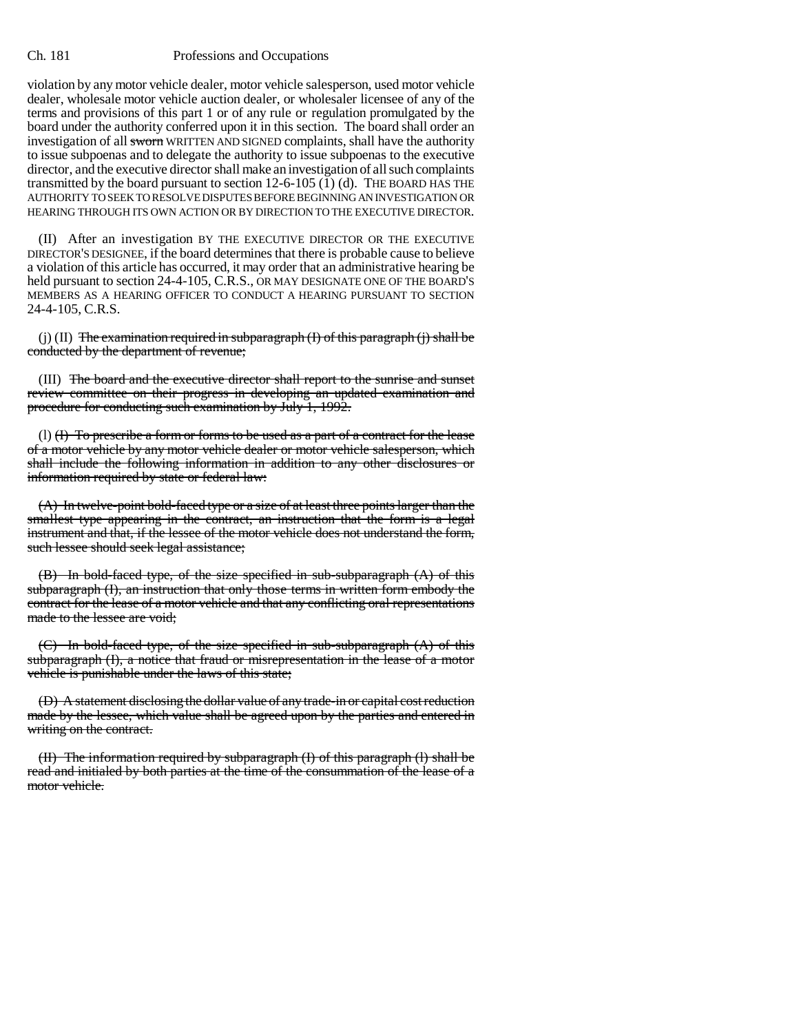violation by any motor vehicle dealer, motor vehicle salesperson, used motor vehicle dealer, wholesale motor vehicle auction dealer, or wholesaler licensee of any of the terms and provisions of this part 1 or of any rule or regulation promulgated by the board under the authority conferred upon it in this section. The board shall order an investigation of all ~~sworn~~ WRITTEN AND SIGNED complaints, shall have the authority to issue subpoenas and to delegate the authority to issue subpoenas to the executive director, and the executive director shall make an investigation of all such complaints transmitted by the board pursuant to section 12-6-105 (1) (d). THE BOARD HAS THE AUTHORITY TO SEEK TO RESOLVE DISPUTES BEFORE BEGINNING AN INVESTIGATION OR HEARING THROUGH ITS OWN ACTION OR BY DIRECTION TO THE EXECUTIVE DIRECTOR.

(II) After an investigation BY THE EXECUTIVE DIRECTOR OR THE EXECUTIVE DIRECTOR'S DESIGNEE, if the board determines that there is probable cause to believe a violation of this article has occurred, it may order that an administrative hearing be held pursuant to section 24-4-105, C.R.S., OR MAY DESIGNATE ONE OF THE BOARD'S MEMBERS AS A HEARING OFFICER TO CONDUCT A HEARING PURSUANT TO SECTION 24-4-105, C.R.S.

(j) (II) ~~The examination required in subparagraph (I) of this paragraph (j) shall be conducted by the department of revenue;~~

(III) ~~The board and the executive director shall report to the sunrise and sunset review committee on their progress in developing an updated examination and procedure for conducting such examination by July 1, 1992.~~

(l) ~~(I) To prescribe a form or forms to be used as a part of a contract for the lease of a motor vehicle by any motor vehicle dealer or motor vehicle salesperson, which shall include the following information in addition to any other disclosures or information required by state or federal law:~~

~~(A) In twelve-point bold-faced type or a size of at least three points larger than the smallest type appearing in the contract, an instruction that the form is a legal instrument and that, if the lessee of the motor vehicle does not understand the form, such lessee should seek legal assistance;~~

~~(B) In bold-faced type, of the size specified in sub-subparagraph (A) of this subparagraph (I), an instruction that only those terms in written form embody the contract for the lease of a motor vehicle and that any conflicting oral representations made to the lessee are void;~~

~~(C) In bold-faced type, of the size specified in sub-subparagraph (A) of this subparagraph (I), a notice that fraud or misrepresentation in the lease of a motor vehicle is punishable under the laws of this state;~~

~~(D) A statement disclosing the dollar value of any trade-in or capital cost reduction made by the lessee, which value shall be agreed upon by the parties and entered in writing on the contract.~~

~~(II) The information required by subparagraph (I) of this paragraph (l) shall be read and initialed by both parties at the time of the consummation of the lease of a motor vehicle.~~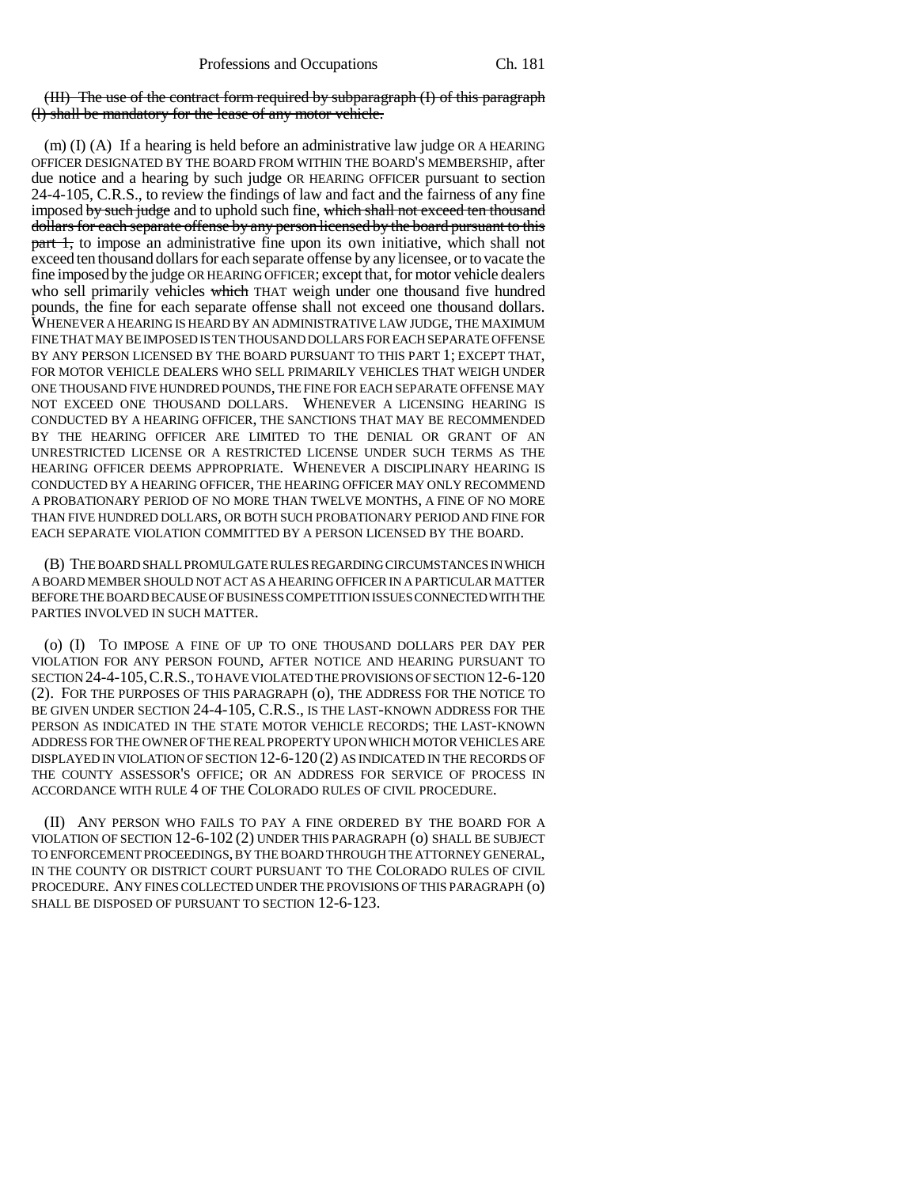~~(III) The use of the contract form required by subparagraph (I) of this paragraph (l) shall be mandatory for the lease of any motor vehicle.~~

(m) (I) (A) If a hearing is held before an administrative law judge OR A HEARING OFFICER DESIGNATED BY THE BOARD FROM WITHIN THE BOARD'S MEMBERSHIP, after due notice and a hearing by such judge OR HEARING OFFICER pursuant to section 24-4-105, C.R.S., to review the findings of law and fact and the fairness of any fine imposed ~~by such judge~~ and to uphold such fine, ~~which shall not exceed ten thousand dollars for each separate offense by any person licensed by the board pursuant to this part 1,~~ to impose an administrative fine upon its own initiative, which shall not exceed ten thousand dollars for each separate offense by any licensee, or to vacate the fine imposed by the judge OR HEARING OFFICER; except that, for motor vehicle dealers who sell primarily vehicles ~~which~~ THAT weigh under one thousand five hundred pounds, the fine for each separate offense shall not exceed one thousand dollars. WHENEVER A HEARING IS HEARD BY AN ADMINISTRATIVE LAW JUDGE, THE MAXIMUM FINE THAT MAY BE IMPOSED IS TEN THOUSAND DOLLARS FOR EACH SEPARATE OFFENSE BY ANY PERSON LICENSED BY THE BOARD PURSUANT TO THIS PART 1; EXCEPT THAT, FOR MOTOR VEHICLE DEALERS WHO SELL PRIMARILY VEHICLES THAT WEIGH UNDER ONE THOUSAND FIVE HUNDRED POUNDS, THE FINE FOR EACH SEPARATE OFFENSE MAY NOT EXCEED ONE THOUSAND DOLLARS. WHENEVER A LICENSING HEARING IS CONDUCTED BY A HEARING OFFICER, THE SANCTIONS THAT MAY BE RECOMMENDED BY THE HEARING OFFICER ARE LIMITED TO THE DENIAL OR GRANT OF AN UNRESTRICTED LICENSE OR A RESTRICTED LICENSE UNDER SUCH TERMS AS THE HEARING OFFICER DEEMS APPROPRIATE. WHENEVER A DISCIPLINARY HEARING IS CONDUCTED BY A HEARING OFFICER, THE HEARING OFFICER MAY ONLY RECOMMEND A PROBATIONARY PERIOD OF NO MORE THAN TWELVE MONTHS, A FINE OF NO MORE THAN FIVE HUNDRED DOLLARS, OR BOTH SUCH PROBATIONARY PERIOD AND FINE FOR EACH SEPARATE VIOLATION COMMITTED BY A PERSON LICENSED BY THE BOARD.

(B) THE BOARD SHALL PROMULGATE RULES REGARDING CIRCUMSTANCES IN WHICH A BOARD MEMBER SHOULD NOT ACT AS A HEARING OFFICER IN A PARTICULAR MATTER BEFORE THE BOARD BECAUSE OF BUSINESS COMPETITION ISSUES CONNECTED WITH THE PARTIES INVOLVED IN SUCH MATTER.

(o) (I) TO IMPOSE A FINE OF UP TO ONE THOUSAND DOLLARS PER DAY PER VIOLATION FOR ANY PERSON FOUND, AFTER NOTICE AND HEARING PURSUANT TO SECTION 24-4-105, C.R.S., TO HAVE VIOLATED THE PROVISIONS OF SECTION 12-6-120 (2). FOR THE PURPOSES OF THIS PARAGRAPH (o), THE ADDRESS FOR THE NOTICE TO BE GIVEN UNDER SECTION 24-4-105, C.R.S., IS THE LAST-KNOWN ADDRESS FOR THE PERSON AS INDICATED IN THE STATE MOTOR VEHICLE RECORDS; THE LAST-KNOWN ADDRESS FOR THE OWNER OF THE REAL PROPERTY UPON WHICH MOTOR VEHICLES ARE DISPLAYED IN VIOLATION OF SECTION 12-6-120 (2) AS INDICATED IN THE RECORDS OF THE COUNTY ASSESSOR'S OFFICE; OR AN ADDRESS FOR SERVICE OF PROCESS IN ACCORDANCE WITH RULE 4 OF THE COLORADO RULES OF CIVIL PROCEDURE.

(II) ANY PERSON WHO FAILS TO PAY A FINE ORDERED BY THE BOARD FOR A VIOLATION OF SECTION 12-6-102 (2) UNDER THIS PARAGRAPH (o) SHALL BE SUBJECT TO ENFORCEMENT PROCEEDINGS, BY THE BOARD THROUGH THE ATTORNEY GENERAL, IN THE COUNTY OR DISTRICT COURT PURSUANT TO THE COLORADO RULES OF CIVIL PROCEDURE. ANY FINES COLLECTED UNDER THE PROVISIONS OF THIS PARAGRAPH (o) SHALL BE DISPOSED OF PURSUANT TO SECTION 12-6-123.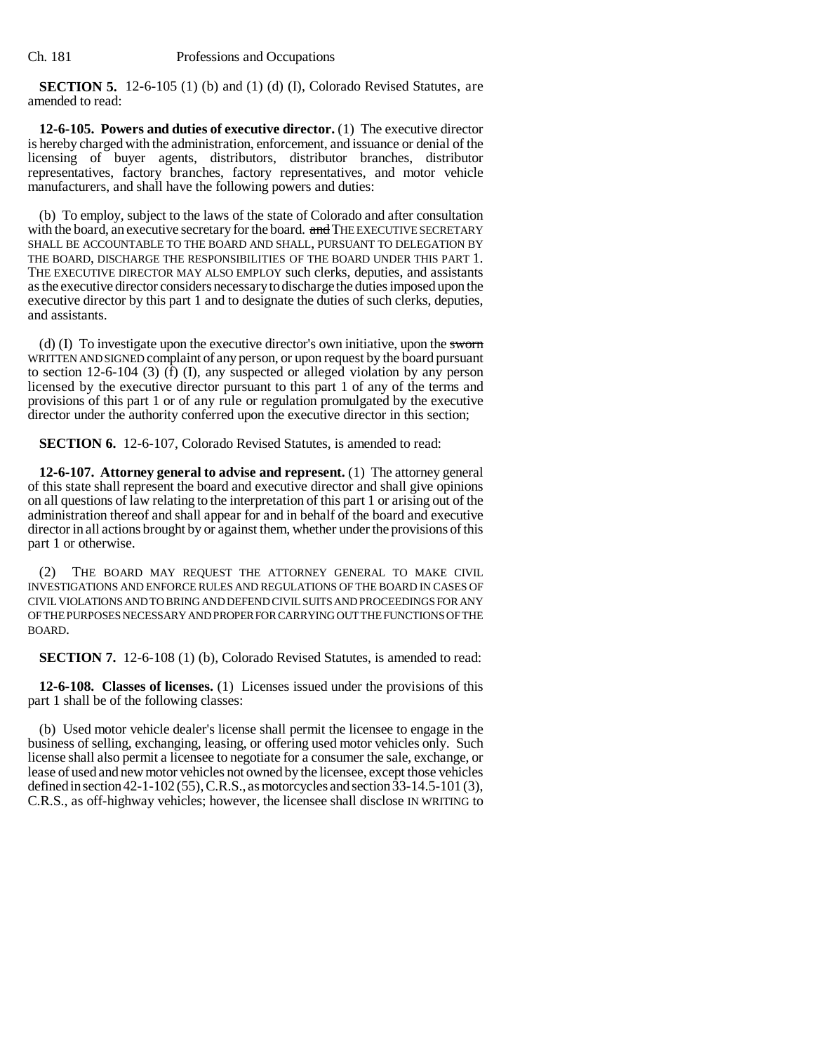**SECTION 5.** 12-6-105 (1) (b) and (1) (d) (I), Colorado Revised Statutes, are amended to read:

**12-6-105. Powers and duties of executive director.** (1) The executive director is hereby charged with the administration, enforcement, and issuance or denial of the licensing of buyer agents, distributors, distributor branches, distributor representatives, factory branches, factory representatives, and motor vehicle manufacturers, and shall have the following powers and duties:

(b) To employ, subject to the laws of the state of Colorado and after consultation with the board, an executive secretary for the board. ~~and~~ THE EXECUTIVE SECRETARY SHALL BE ACCOUNTABLE TO THE BOARD AND SHALL, PURSUANT TO DELEGATION BY THE BOARD, DISCHARGE THE RESPONSIBILITIES OF THE BOARD UNDER THIS PART 1. THE EXECUTIVE DIRECTOR MAY ALSO EMPLOY such clerks, deputies, and assistants as the executive director considers necessary to discharge the duties imposed upon the executive director by this part 1 and to designate the duties of such clerks, deputies, and assistants.

(d) (I) To investigate upon the executive director's own initiative, upon the ~~sworn~~ WRITTEN AND SIGNED complaint of any person, or upon request by the board pursuant to section 12-6-104 (3) (f) (I), any suspected or alleged violation by any person licensed by the executive director pursuant to this part 1 of any of the terms and provisions of this part 1 or of any rule or regulation promulgated by the executive director under the authority conferred upon the executive director in this section;

**SECTION 6.** 12-6-107, Colorado Revised Statutes, is amended to read:

**12-6-107. Attorney general to advise and represent.** (1) The attorney general of this state shall represent the board and executive director and shall give opinions on all questions of law relating to the interpretation of this part 1 or arising out of the administration thereof and shall appear for and in behalf of the board and executive director in all actions brought by or against them, whether under the provisions of this part 1 or otherwise.

(2) THE BOARD MAY REQUEST THE ATTORNEY GENERAL TO MAKE CIVIL INVESTIGATIONS AND ENFORCE RULES AND REGULATIONS OF THE BOARD IN CASES OF CIVIL VIOLATIONS AND TO BRING AND DEFEND CIVIL SUITS AND PROCEEDINGS FOR ANY OF THE PURPOSES NECESSARY AND PROPER FOR CARRYING OUT THE FUNCTIONS OF THE BOARD.

**SECTION 7.** 12-6-108 (1) (b), Colorado Revised Statutes, is amended to read:

**12-6-108. Classes of licenses.** (1) Licenses issued under the provisions of this part 1 shall be of the following classes:

(b) Used motor vehicle dealer's license shall permit the licensee to engage in the business of selling, exchanging, leasing, or offering used motor vehicles only. Such license shall also permit a licensee to negotiate for a consumer the sale, exchange, or lease of used and new motor vehicles not owned by the licensee, except those vehicles defined in section 42-1-102 (55), C.R.S., as motorcycles and section 33-14.5-101 (3), C.R.S., as off-highway vehicles; however, the licensee shall disclose IN WRITING to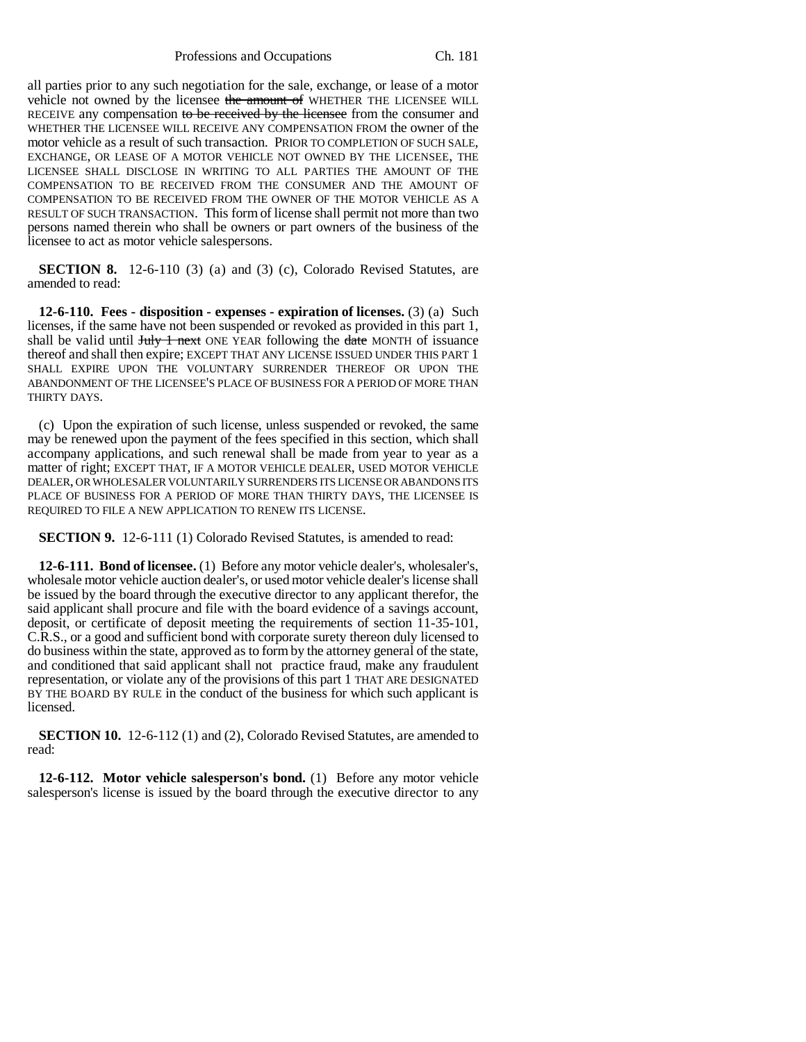all parties prior to any such negotiation for the sale, exchange, or lease of a motor vehicle not owned by the licensee ~~the amount of~~ WHETHER THE LICENSEE WILL RECEIVE any compensation ~~to be received by the licensee~~ from the consumer and WHETHER THE LICENSEE WILL RECEIVE ANY COMPENSATION FROM the owner of the motor vehicle as a result of such transaction. PRIOR TO COMPLETION OF SUCH SALE, EXCHANGE, OR LEASE OF A MOTOR VEHICLE NOT OWNED BY THE LICENSEE, THE LICENSEE SHALL DISCLOSE IN WRITING TO ALL PARTIES THE AMOUNT OF THE COMPENSATION TO BE RECEIVED FROM THE CONSUMER AND THE AMOUNT OF COMPENSATION TO BE RECEIVED FROM THE OWNER OF THE MOTOR VEHICLE AS A RESULT OF SUCH TRANSACTION. This form of license shall permit not more than two persons named therein who shall be owners or part owners of the business of the licensee to act as motor vehicle salespersons.

**SECTION 8.** 12-6-110 (3) (a) and (3) (c), Colorado Revised Statutes, are amended to read:

**12-6-110. Fees - disposition - expenses - expiration of licenses.** (3) (a) Such licenses, if the same have not been suspended or revoked as provided in this part 1, shall be valid until ~~July 1 next~~ ONE YEAR following the ~~date~~ MONTH of issuance thereof and shall then expire; EXCEPT THAT ANY LICENSE ISSUED UNDER THIS PART 1 SHALL EXPIRE UPON THE VOLUNTARY SURRENDER THEREOF OR UPON THE ABANDONMENT OF THE LICENSEE'S PLACE OF BUSINESS FOR A PERIOD OF MORE THAN THIRTY DAYS.

(c) Upon the expiration of such license, unless suspended or revoked, the same may be renewed upon the payment of the fees specified in this section, which shall accompany applications, and such renewal shall be made from year to year as a matter of right; EXCEPT THAT, IF A MOTOR VEHICLE DEALER, USED MOTOR VEHICLE DEALER, OR WHOLESALER VOLUNTARILY SURRENDERS ITS LICENSE OR ABANDONS ITS PLACE OF BUSINESS FOR A PERIOD OF MORE THAN THIRTY DAYS, THE LICENSEE IS REQUIRED TO FILE A NEW APPLICATION TO RENEW ITS LICENSE.

**SECTION 9.** 12-6-111 (1) Colorado Revised Statutes, is amended to read:

**12-6-111. Bond of licensee.** (1) Before any motor vehicle dealer's, wholesaler's, wholesale motor vehicle auction dealer's, or used motor vehicle dealer's license shall be issued by the board through the executive director to any applicant therefor, the said applicant shall procure and file with the board evidence of a savings account, deposit, or certificate of deposit meeting the requirements of section 11-35-101, C.R.S., or a good and sufficient bond with corporate surety thereon duly licensed to do business within the state, approved as to form by the attorney general of the state, and conditioned that said applicant shall not practice fraud, make any fraudulent representation, or violate any of the provisions of this part 1 THAT ARE DESIGNATED BY THE BOARD BY RULE in the conduct of the business for which such applicant is licensed.

**SECTION 10.** 12-6-112 (1) and (2), Colorado Revised Statutes, are amended to read:

**12-6-112. Motor vehicle salesperson's bond.** (1) Before any motor vehicle salesperson's license is issued by the board through the executive director to any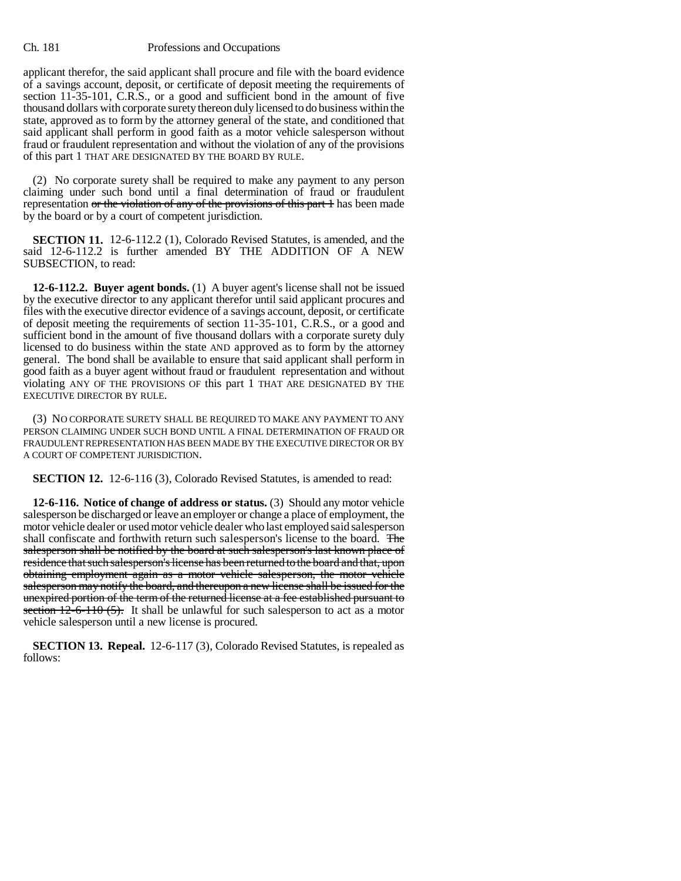applicant therefor, the said applicant shall procure and file with the board evidence of a savings account, deposit, or certificate of deposit meeting the requirements of section 11-35-101, C.R.S., or a good and sufficient bond in the amount of five thousand dollars with corporate surety thereon duly licensed to do business within the state, approved as to form by the attorney general of the state, and conditioned that said applicant shall perform in good faith as a motor vehicle salesperson without fraud or fraudulent representation and without the violation of any of the provisions of this part 1 THAT ARE DESIGNATED BY THE BOARD BY RULE.

(2) No corporate surety shall be required to make any payment to any person claiming under such bond until a final determination of fraud or fraudulent representation ~~or the violation of any of the provisions of this part 1~~ has been made by the board or by a court of competent jurisdiction.

**SECTION 11.** 12-6-112.2 (1), Colorado Revised Statutes, is amended, and the said 12-6-112.2 is further amended BY THE ADDITION OF A NEW SUBSECTION, to read:

**12-6-112.2. Buyer agent bonds.** (1) A buyer agent's license shall not be issued by the executive director to any applicant therefor until said applicant procures and files with the executive director evidence of a savings account, deposit, or certificate of deposit meeting the requirements of section 11-35-101, C.R.S., or a good and sufficient bond in the amount of five thousand dollars with a corporate surety duly licensed to do business within the state AND approved as to form by the attorney general. The bond shall be available to ensure that said applicant shall perform in good faith as a buyer agent without fraud or fraudulent representation and without violating ANY OF THE PROVISIONS OF this part 1 THAT ARE DESIGNATED BY THE EXECUTIVE DIRECTOR BY RULE.

(3) NO CORPORATE SURETY SHALL BE REQUIRED TO MAKE ANY PAYMENT TO ANY PERSON CLAIMING UNDER SUCH BOND UNTIL A FINAL DETERMINATION OF FRAUD OR FRAUDULENT REPRESENTATION HAS BEEN MADE BY THE EXECUTIVE DIRECTOR OR BY A COURT OF COMPETENT JURISDICTION.

**SECTION 12.** 12-6-116 (3), Colorado Revised Statutes, is amended to read:

**12-6-116. Notice of change of address or status.** (3) Should any motor vehicle salesperson be discharged or leave an employer or change a place of employment, the motor vehicle dealer or used motor vehicle dealer who last employed said salesperson shall confiscate and forthwith return such salesperson's license to the board. ~~The salesperson shall be notified by the board at such salesperson's last known place of residence that such salesperson's license has been returned to the board and that, upon obtaining employment again as a motor vehicle salesperson, the motor vehicle salesperson may notify the board, and thereupon a new license shall be issued for the unexpired portion of the term of the returned license at a fee established pursuant to section 12-6-110 (5).~~ It shall be unlawful for such salesperson to act as a motor vehicle salesperson until a new license is procured.

**SECTION 13. Repeal.** 12-6-117 (3), Colorado Revised Statutes, is repealed as follows: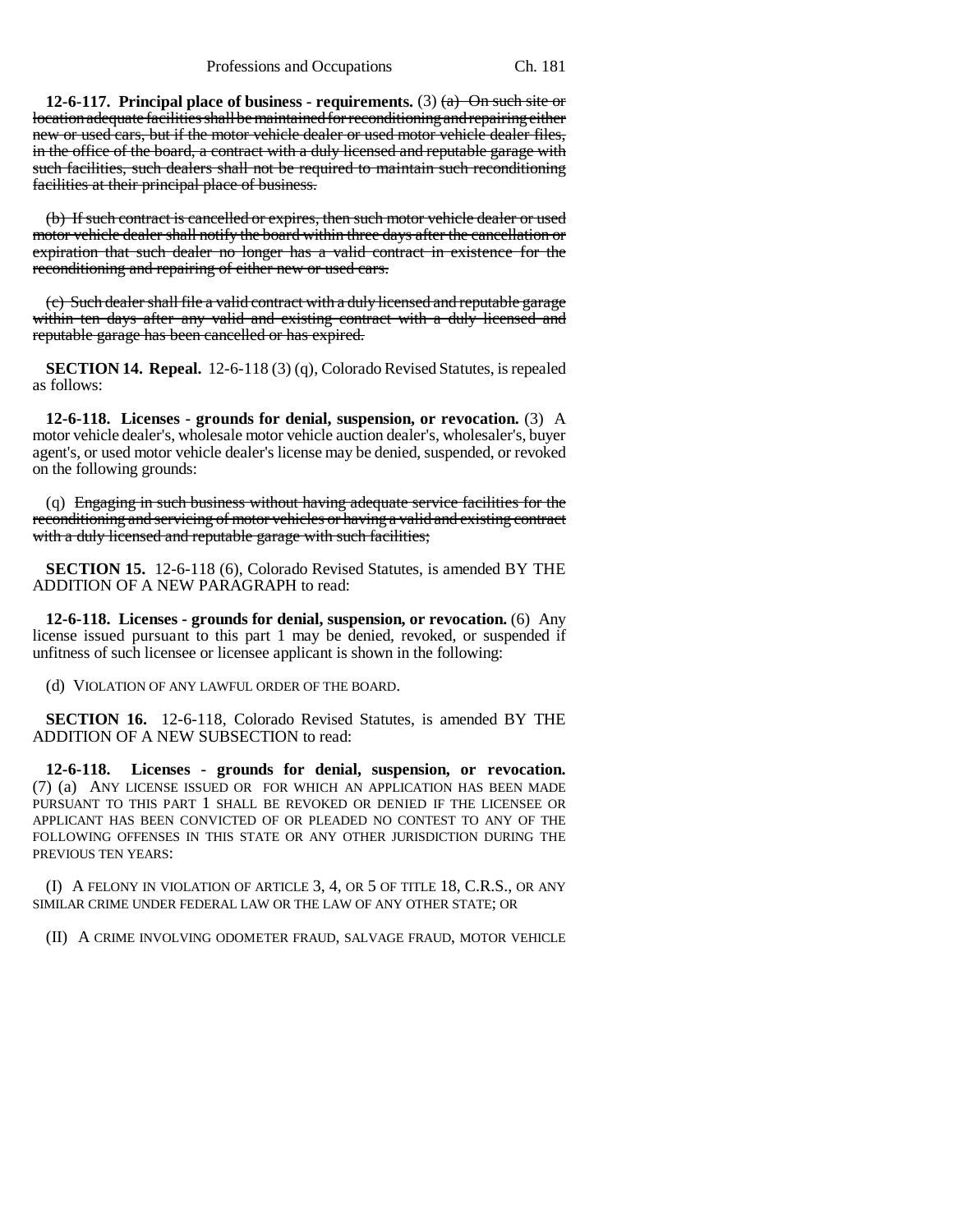**12-6-117. Principal place of business - requirements.** (3) ~~(a) On such site or location adequate facilities shall be maintained for reconditioning and repairing either new or used cars, but if the motor vehicle dealer or used motor vehicle dealer files, in the office of the board, a contract with a duly licensed and reputable garage with such facilities, such dealers shall not be required to maintain such reconditioning facilities at their principal place of business.~~

~~(b) If such contract is cancelled or expires, then such motor vehicle dealer or used motor vehicle dealer shall notify the board within three days after the cancellation or expiration that such dealer no longer has a valid contract in existence for the reconditioning and repairing of either new or used cars.~~

~~(c) Such dealer shall file a valid contract with a duly licensed and reputable garage within ten days after any valid and existing contract with a duly licensed and reputable garage has been cancelled or has expired.~~

**SECTION 14. Repeal.** 12-6-118 (3) (q), Colorado Revised Statutes, is repealed as follows:

**12-6-118. Licenses - grounds for denial, suspension, or revocation.** (3) A motor vehicle dealer's, wholesale motor vehicle auction dealer's, wholesaler's, buyer agent's, or used motor vehicle dealer's license may be denied, suspended, or revoked on the following grounds:

(q) ~~Engaging in such business without having adequate service facilities for the reconditioning and servicing of motor vehicles or having a valid and existing contract with a duly licensed and reputable garage with such facilities;~~

**SECTION 15.** 12-6-118 (6), Colorado Revised Statutes, is amended BY THE ADDITION OF A NEW PARAGRAPH to read:

**12-6-118. Licenses - grounds for denial, suspension, or revocation.** (6) Any license issued pursuant to this part 1 may be denied, revoked, or suspended if unfitness of such licensee or licensee applicant is shown in the following:

(d) VIOLATION OF ANY LAWFUL ORDER OF THE BOARD.

**SECTION 16.** 12-6-118, Colorado Revised Statutes, is amended BY THE ADDITION OF A NEW SUBSECTION to read:

**12-6-118. Licenses - grounds for denial, suspension, or revocation.** (7) (a) ANY LICENSE ISSUED OR FOR WHICH AN APPLICATION HAS BEEN MADE PURSUANT TO THIS PART 1 SHALL BE REVOKED OR DENIED IF THE LICENSEE OR APPLICANT HAS BEEN CONVICTED OF OR PLEADED NO CONTEST TO ANY OF THE FOLLOWING OFFENSES IN THIS STATE OR ANY OTHER JURISDICTION DURING THE PREVIOUS TEN YEARS:

(I) A FELONY IN VIOLATION OF ARTICLE 3, 4, OR 5 OF TITLE 18, C.R.S., OR ANY SIMILAR CRIME UNDER FEDERAL LAW OR THE LAW OF ANY OTHER STATE; OR

(II) A CRIME INVOLVING ODOMETER FRAUD, SALVAGE FRAUD, MOTOR VEHICLE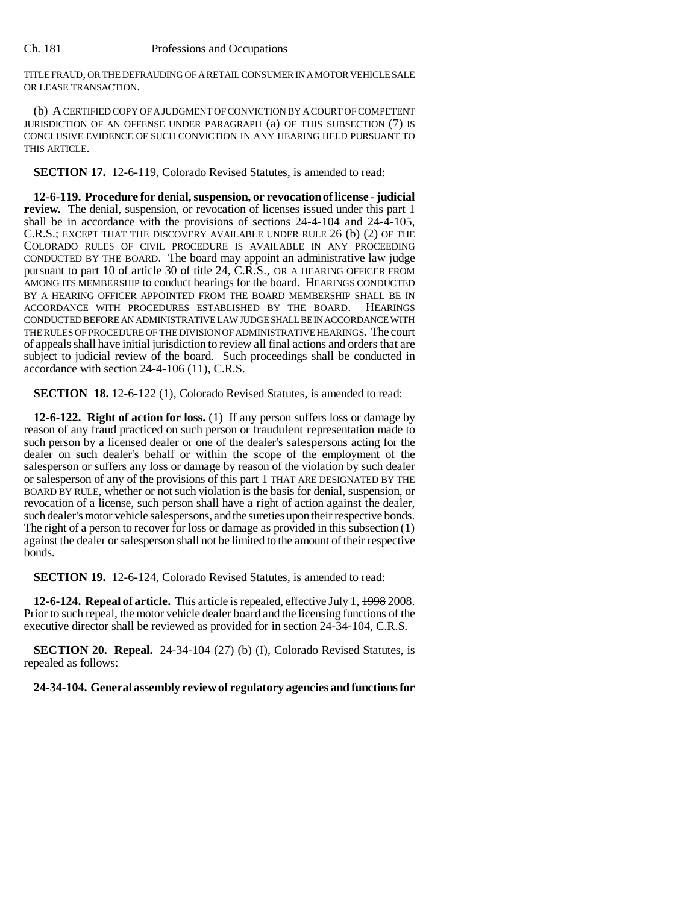TITLE FRAUD, OR THE DEFRAUDING OF A RETAIL CONSUMER IN A MOTOR VEHICLE SALE OR LEASE TRANSACTION.

(b) A CERTIFIED COPY OF A JUDGMENT OF CONVICTION BY A COURT OF COMPETENT JURISDICTION OF AN OFFENSE UNDER PARAGRAPH (a) OF THIS SUBSECTION (7) IS CONCLUSIVE EVIDENCE OF SUCH CONVICTION IN ANY HEARING HELD PURSUANT TO THIS ARTICLE.

**SECTION 17.** 12-6-119, Colorado Revised Statutes, is amended to read:

**12-6-119. Procedure for denial, suspension, or revocation of license - judicial review.** The denial, suspension, or revocation of licenses issued under this part 1 shall be in accordance with the provisions of sections 24-4-104 and 24-4-105, C.R.S.; EXCEPT THAT THE DISCOVERY AVAILABLE UNDER RULE 26 (b) (2) OF THE COLORADO RULES OF CIVIL PROCEDURE IS AVAILABLE IN ANY PROCEEDING CONDUCTED BY THE BOARD. The board may appoint an administrative law judge pursuant to part 10 of article 30 of title 24, C.R.S., OR A HEARING OFFICER FROM AMONG ITS MEMBERSHIP to conduct hearings for the board. HEARINGS CONDUCTED BY A HEARING OFFICER APPOINTED FROM THE BOARD MEMBERSHIP SHALL BE IN ACCORDANCE WITH PROCEDURES ESTABLISHED BY THE BOARD. HEARINGS CONDUCTED BEFORE AN ADMINISTRATIVE LAW JUDGE SHALL BE IN ACCORDANCE WITH THE RULES OF PROCEDURE OF THE DIVISION OF ADMINISTRATIVE HEARINGS. The court of appeals shall have initial jurisdiction to review all final actions and orders that are subject to judicial review of the board. Such proceedings shall be conducted in accordance with section 24-4-106 (11), C.R.S.

**SECTION 18.** 12-6-122 (1), Colorado Revised Statutes, is amended to read:

**12-6-122. Right of action for loss.** (1) If any person suffers loss or damage by reason of any fraud practiced on such person or fraudulent representation made to such person by a licensed dealer or one of the dealer's salespersons acting for the dealer on such dealer's behalf or within the scope of the employment of the salesperson or suffers any loss or damage by reason of the violation by such dealer or salesperson of any of the provisions of this part 1 THAT ARE DESIGNATED BY THE BOARD BY RULE, whether or not such violation is the basis for denial, suspension, or revocation of a license, such person shall have a right of action against the dealer, such dealer's motor vehicle salespersons, and the sureties upon their respective bonds. The right of a person to recover for loss or damage as provided in this subsection (1) against the dealer or salesperson shall not be limited to the amount of their respective bonds.

**SECTION 19.** 12-6-124, Colorado Revised Statutes, is amended to read:

**12-6-124. Repeal of article.** This article is repealed, effective July 1, ~~1998~~ 2008. Prior to such repeal, the motor vehicle dealer board and the licensing functions of the executive director shall be reviewed as provided for in section 24-34-104, C.R.S.

**SECTION 20. Repeal.** 24-34-104 (27) (b) (I), Colorado Revised Statutes, is repealed as follows:

**24-34-104. General assembly review of regulatory agencies and functions for**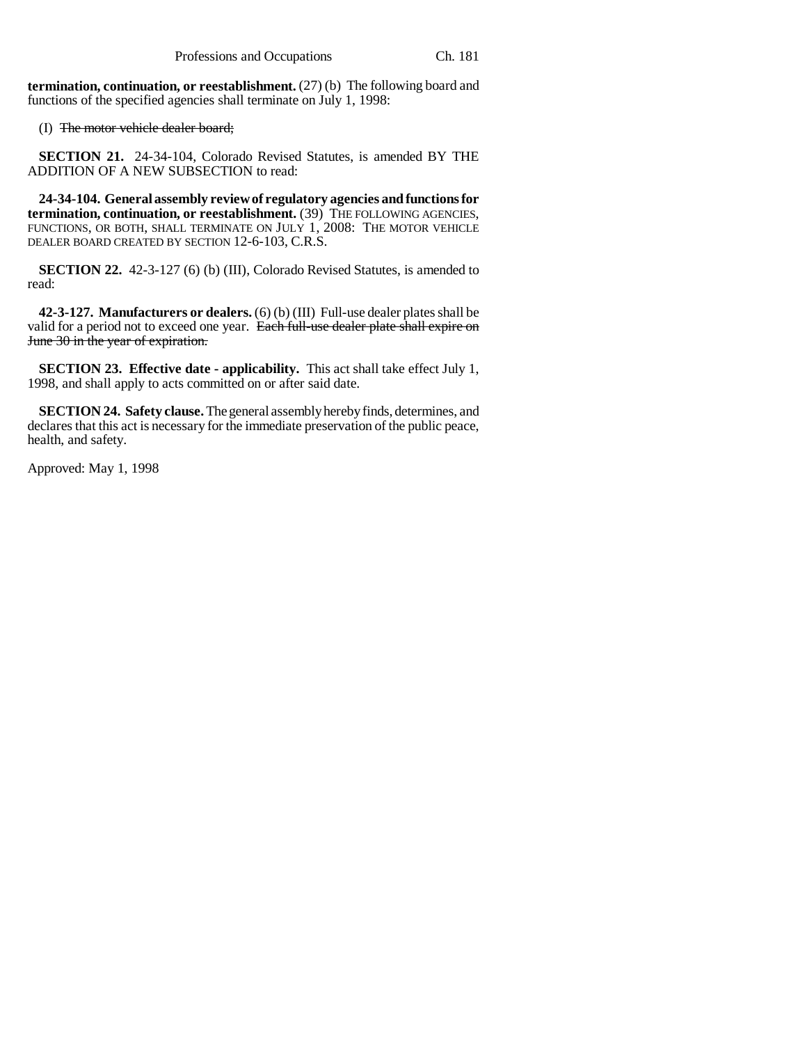**termination, continuation, or reestablishment.** (27) (b) The following board and functions of the specified agencies shall terminate on July 1, 1998:

(I) ~~The motor vehicle dealer board;~~

**SECTION 21.** 24-34-104, Colorado Revised Statutes, is amended BY THE ADDITION OF A NEW SUBSECTION to read:

**24-34-104. General assembly review of regulatory agencies and functions for termination, continuation, or reestablishment.** (39) THE FOLLOWING AGENCIES, FUNCTIONS, OR BOTH, SHALL TERMINATE ON JULY 1, 2008: THE MOTOR VEHICLE DEALER BOARD CREATED BY SECTION 12-6-103, C.R.S.

**SECTION 22.** 42-3-127 (6) (b) (III), Colorado Revised Statutes, is amended to read:

**42-3-127. Manufacturers or dealers.** (6) (b) (III) Full-use dealer plates shall be valid for a period not to exceed one year. ~~Each full-use dealer plate shall expire on June 30 in the year of expiration.~~

**SECTION 23. Effective date - applicability.** This act shall take effect July 1, 1998, and shall apply to acts committed on or after said date.

**SECTION 24. Safety clause.** The general assembly hereby finds, determines, and declares that this act is necessary for the immediate preservation of the public peace, health, and safety.

Approved: May 1, 1998